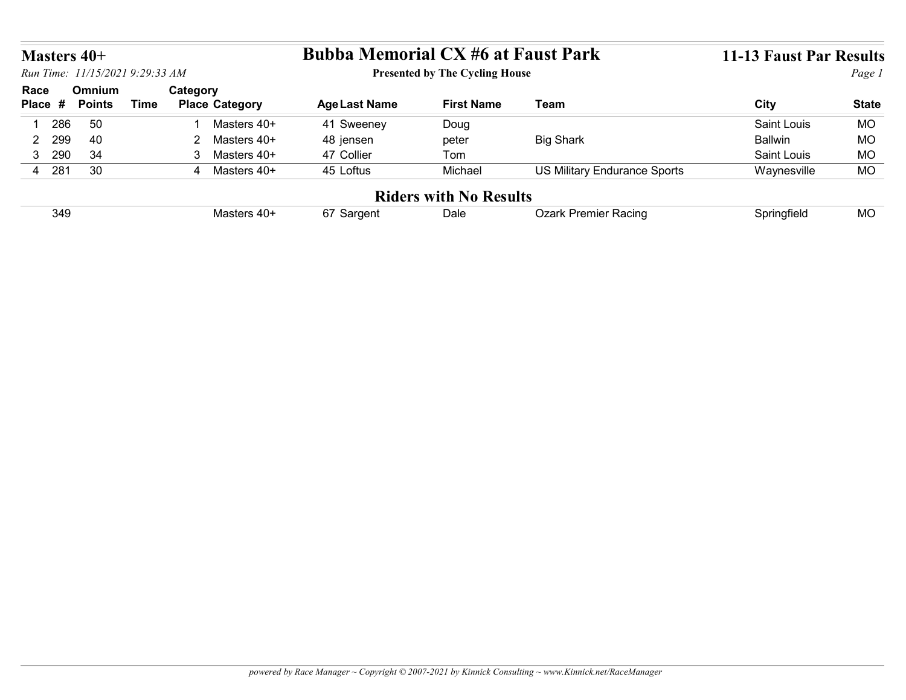# Masters 40+

# Bubba Memorial CX #6 at Faust Park

**Presented by The Cycling House**

## 11-13 Faust Par Results

*Run Time: 11/15/2021 9:29:33 AM*

| Race Place | # | Omnium Points | Time | Category Place | Category | Age | Last Name | First Name | Team | City | State |
|---|---|---|---|---|---|---|---|---|---|---|---|
| 1 | 286 | 50 | | 1 | Masters 40+ | 41 | Sweeney | Doug | | Saint Louis | MO |
| 2 | 299 | 40 | | 2 | Masters 40+ | 48 | jensen | peter | Big Shark | Ballwin | MO |
| 3 | 290 | 34 | | 3 | Masters 40+ | 47 | Collier | Tom | | Saint Louis | MO |
| 4 | 281 | 30 | | 4 | Masters 40+ | 45 | Loftus | Michael | US Military Endurance Sports | Waynesville | MO |

## Riders with No Results

| Race Place | # | Omnium Points | Time | Category Place | Category | Age | Last Name | First Name | Team | City | State |
|---|---|---|---|---|---|---|---|---|---|---|---|
| | 349 | | | | Masters 40+ | 67 | Sargent | Dale | Ozark Premier Racing | Springfield | MO |

*powered by Race Manager ~ Copyright © 2007-2021 by Kinnick Consulting ~ www.Kinnick.net/RaceManager*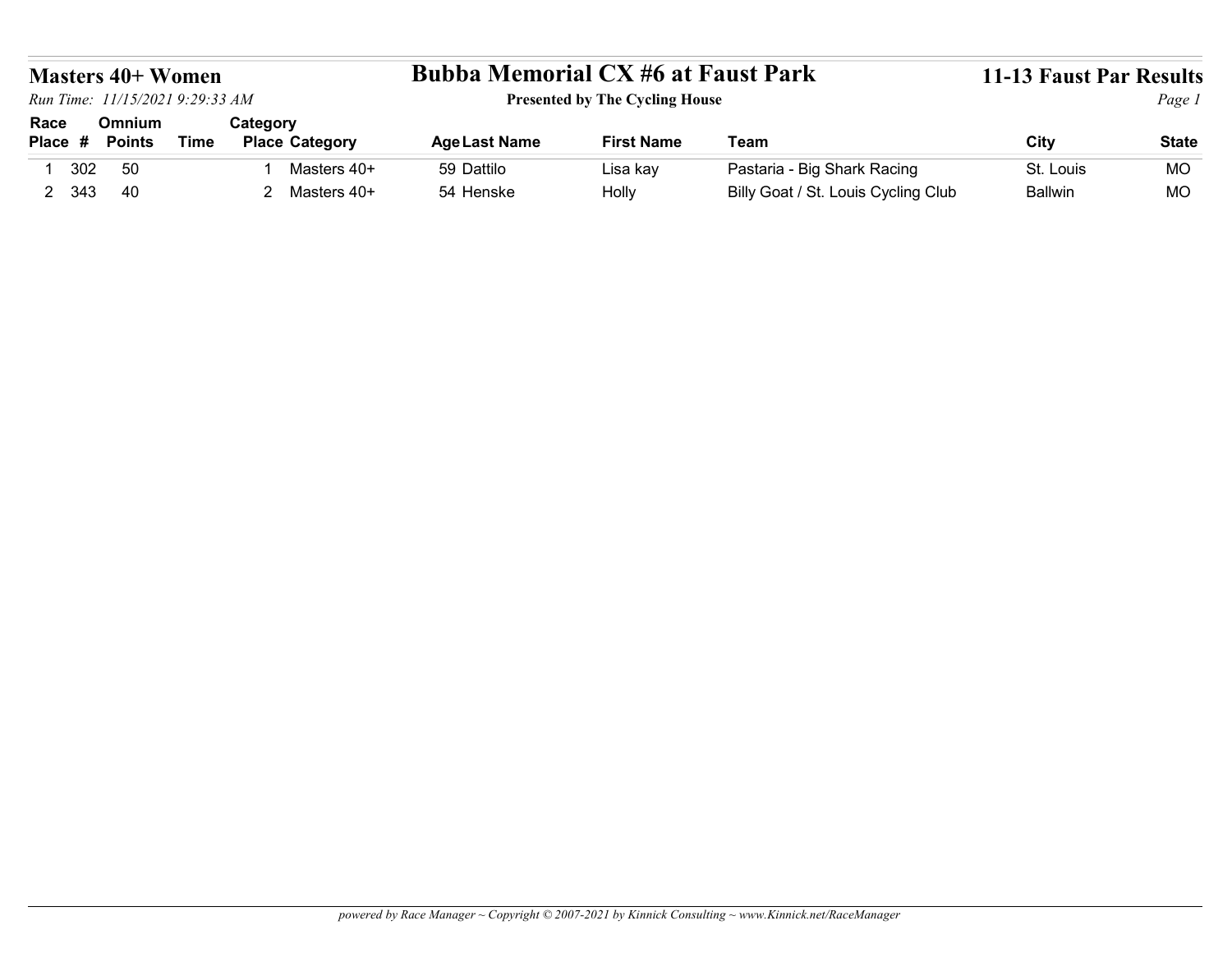# Masters 40+ Women

## Bubba Memorial CX #6 at Faust Park

**Presented by The Cycling House**

**11-13 Faust Par Results**

*Run Time: 11/15/2021 9:29:33 AM*

| Race Place | # | Omnium Points | Time | Category Place | Category | Age | Last Name | First Name | Team | City | State |
|---|---|---|---|---|---|---|---|---|---|---|---|
| 1 | 302 | 50 | | 1 | Masters 40+ | 59 | Dattilo | Lisa kay | Pastaria - Big Shark Racing | St. Louis | MO |
| 2 | 343 | 40 | | 2 | Masters 40+ | 54 | Henske | Holly | Billy Goat / St. Louis Cycling Club | Ballwin | MO |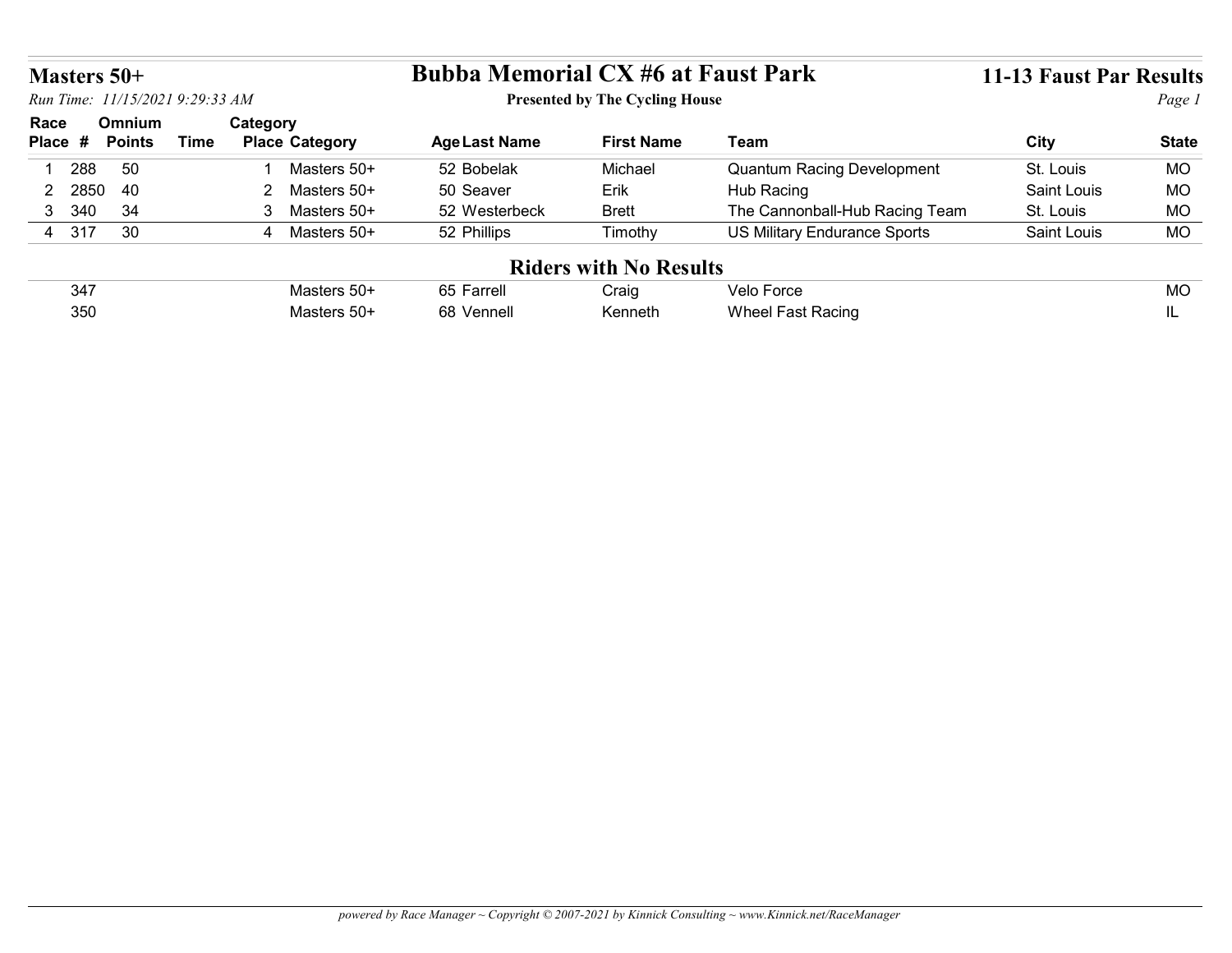# Masters 50+

# Bubba Memorial CX #6 at Faust Park

**Presented by The Cycling House**

**11-13 Faust Par Results**

*Run Time: 11/15/2021 9:29:33 AM*

| Race Place | # | Omnium Points | Time | Category Place | Category | Age | Last Name | First Name | Team | City | State |
|---|---|---|---|---|---|---|---|---|---|---|---|
| 1 | 288 | 50 | | 1 | Masters 50+ | 52 | Bobelak | Michael | Quantum Racing Development | St. Louis | MO |
| 2 | 2850 | 40 | | 2 | Masters 50+ | 50 | Seaver | Erik | Hub Racing | Saint Louis | MO |
| 3 | 340 | 34 | | 3 | Masters 50+ | 52 | Westerbeck | Brett | The Cannonball-Hub Racing Team | St. Louis | MO |
| 4 | 317 | 30 | | 4 | Masters 50+ | 52 | Phillips | Timothy | US Military Endurance Sports | Saint Louis | MO |

## Riders with No Results

| Race Place | # | Omnium Points | Time | Category Place | Category | Age | Last Name | First Name | Team | City | State |
|---|---|---|---|---|---|---|---|---|---|---|---|
| | 347 | | | | Masters 50+ | 65 | Farrell | Craig | Velo Force | | MO |
| | 350 | | | | Masters 50+ | 68 | Vennell | Kenneth | Wheel Fast Racing | | IL |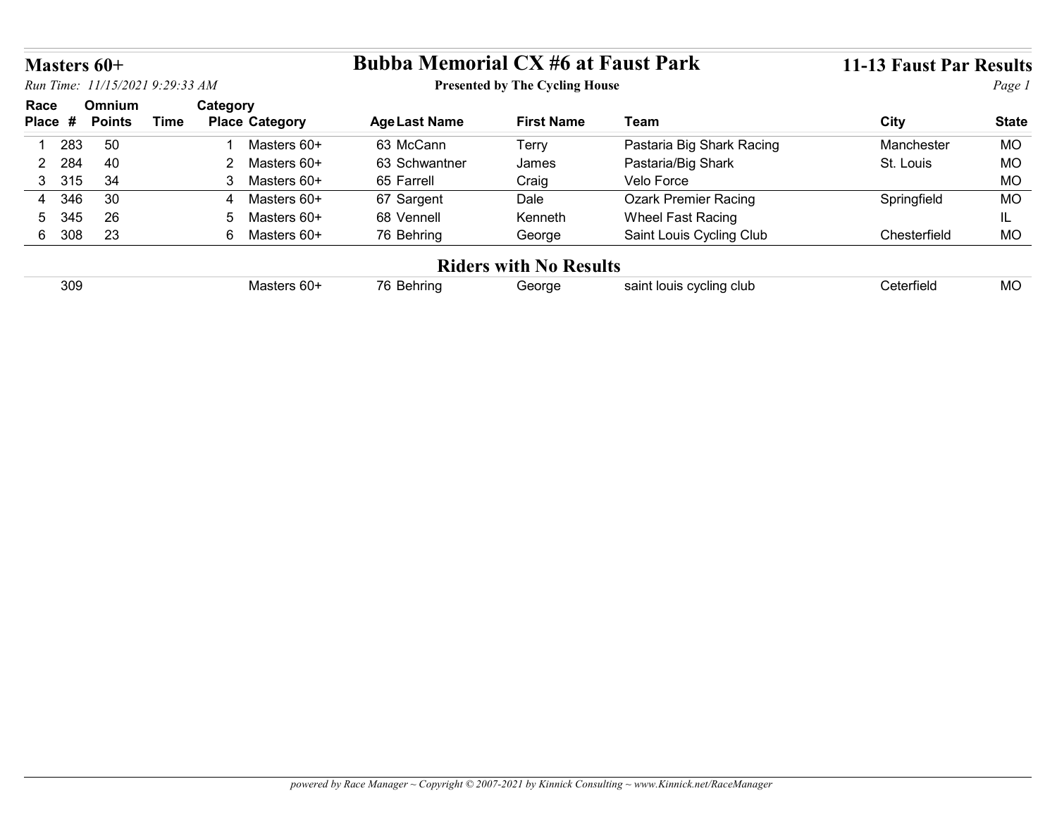# Masters 60+

## Bubba Memorial CX #6 at Faust Park

**Presented by The Cycling House**

**11-13 Faust Par Results**

*Run Time: 11/15/2021 9:29:33 AM*

| Race Place | # | Omnium Points | Time | Category Place | Category | Age | Last Name | First Name | Team | City | State |
|---|---|---|---|---|---|---|---|---|---|---|---|
| 1 | 283 | 50 | | 1 | Masters 60+ | 63 | McCann | Terry | Pastaria Big Shark Racing | Manchester | MO |
| 2 | 284 | 40 | | 2 | Masters 60+ | 63 | Schwantner | James | Pastaria/Big Shark | St. Louis | MO |
| 3 | 315 | 34 | | 3 | Masters 60+ | 65 | Farrell | Craig | Velo Force | | MO |
| 4 | 346 | 30 | | 4 | Masters 60+ | 67 | Sargent | Dale | Ozark Premier Racing | Springfield | MO |
| 5 | 345 | 26 | | 5 | Masters 60+ | 68 | Vennell | Kenneth | Wheel Fast Racing | | IL |
| 6 | 308 | 23 | | 6 | Masters 60+ | 76 | Behring | George | Saint Louis Cycling Club | Chesterfield | MO |

## Riders with No Results

| Race Place | # | Omnium Points | Time | Category Place | Category | Age | Last Name | First Name | Team | City | State |
|---|---|---|---|---|---|---|---|---|---|---|---|
| | 309 | | | | Masters 60+ | 76 | Behring | George | saint louis cycling club | Ceterfield | MO |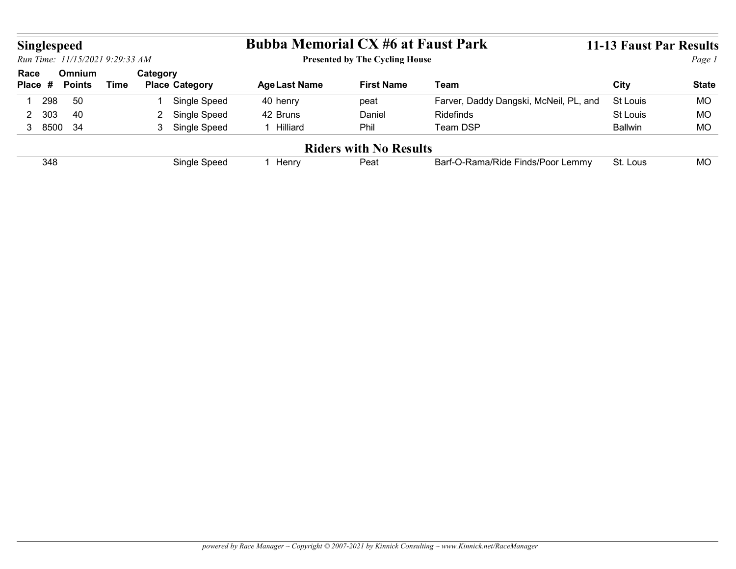# Singlespeed

## Bubba Memorial CX #6 at Faust Park

**Presented by The Cycling House**

**11-13 Faust Par Results**

*Run Time: 11/15/2021 9:29:33 AM*

| Race Place | # | Omnium Points | Time | Category Place | Category | Age | Last Name | First Name | Team | City | State |
|---|---|---|---|---|---|---|---|---|---|---|---|
| 1 | 298 | 50 | | 1 | Single Speed | 40 | henry | peat | Farver, Daddy Dangski, McNeil, PL, and | St Louis | MO |
| 2 | 303 | 40 | | 2 | Single Speed | 42 | Bruns | Daniel | Ridefinds | St Louis | MO |
| 3 | 8500 | 34 | | 3 | Single Speed | 1 | Hilliard | Phil | Team DSP | Ballwin | MO |

## Riders with No Results

| Race Place | # | Omnium Points | Time | Category Place | Category | Age | Last Name | First Name | Team | City | State |
|---|---|---|---|---|---|---|---|---|---|---|---|
| | 348 | | | | Single Speed | 1 | Henry | Peat | Barf-O-Rama/Ride Finds/Poor Lemmy | St. Lous | MO |

*powered by Race Manager ~ Copyright © 2007-2021 by Kinnick Consulting ~ www.Kinnick.net/RaceManager*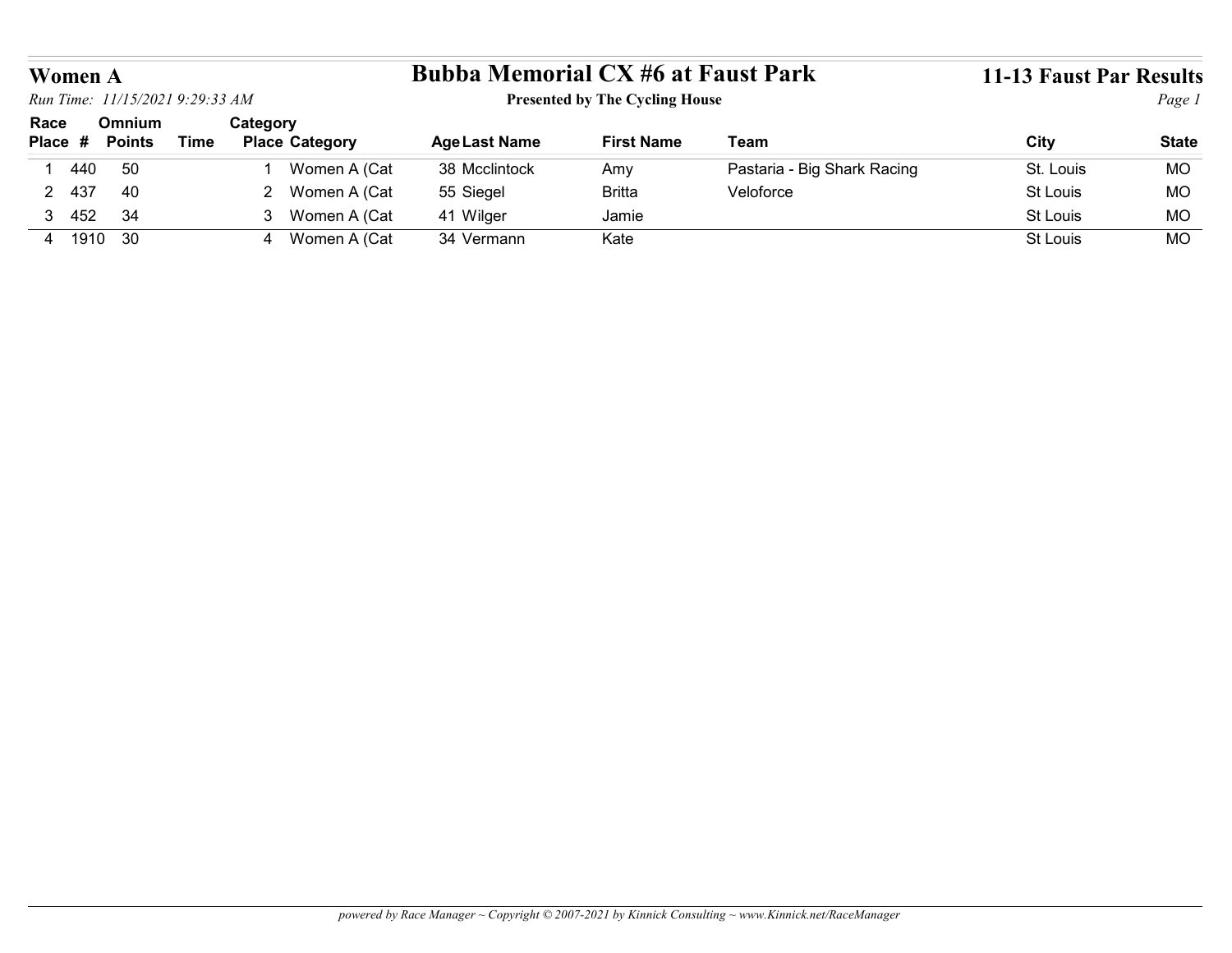# Women A

## Bubba Memorial CX #6 at Faust Park

**11-13 Faust Par Results**

*Run Time: 11/15/2021 9:29:33 AM*

**Presented by The Cycling House**

| Race Place | # | Omnium Points | Time | Category Place | Category | Age | Last Name | First Name | Team | City | State |
|---|---|---|---|---|---|---|---|---|---|---|---|
| 1 | 440 | 50 | | 1 | Women A (Cat | 38 | Mcclintock | Amy | Pastaria - Big Shark Racing | St. Louis | MO |
| 2 | 437 | 40 | | 2 | Women A (Cat | 55 | Siegel | Britta | Veloforce | St Louis | MO |
| 3 | 452 | 34 | | 3 | Women A (Cat | 41 | Wilger | Jamie | | St Louis | MO |
| 4 | 1910 | 30 | | 4 | Women A (Cat | 34 | Vermann | Kate | | St Louis | MO |

*powered by Race Manager ~ Copyright © 2007-2021 by Kinnick Consulting ~ www.Kinnick.net/RaceManager*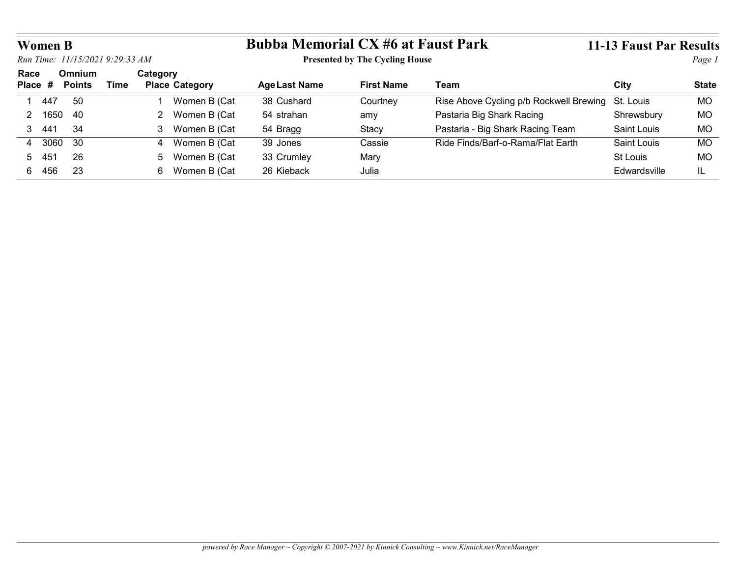## Women B

*Run Time: 11/15/2021 9:29:33 AM*

# Bubba Memorial CX #6 at Faust Park

**Presented by The Cycling House**

## 11-13 Faust Par Results

| Race Place | # | Omnium Points | Time | Category Place | Category | Age | Last Name | First Name | Team | City | State |
|---|---|---|---|---|---|---|---|---|---|---|---|
| 1 | 447 | 50 | | 1 | Women B (Cat | 38 | Cushard | Courtney | Rise Above Cycling p/b Rockwell Brewing | St. Louis | MO |
| 2 | 1650 | 40 | | 2 | Women B (Cat | 54 | strahan | amy | Pastaria Big Shark Racing | Shrewsbury | MO |
| 3 | 441 | 34 | | 3 | Women B (Cat | 54 | Bragg | Stacy | Pastaria - Big Shark Racing Team | Saint Louis | MO |
| 4 | 3060 | 30 | | 4 | Women B (Cat | 39 | Jones | Cassie | Ride Finds/Barf-o-Rama/Flat Earth | Saint Louis | MO |
| 5 | 451 | 26 | | 5 | Women B (Cat | 33 | Crumley | Mary | | St Louis | MO |
| 6 | 456 | 23 | | 6 | Women B (Cat | 26 | Kieback | Julia | | Edwardsville | IL |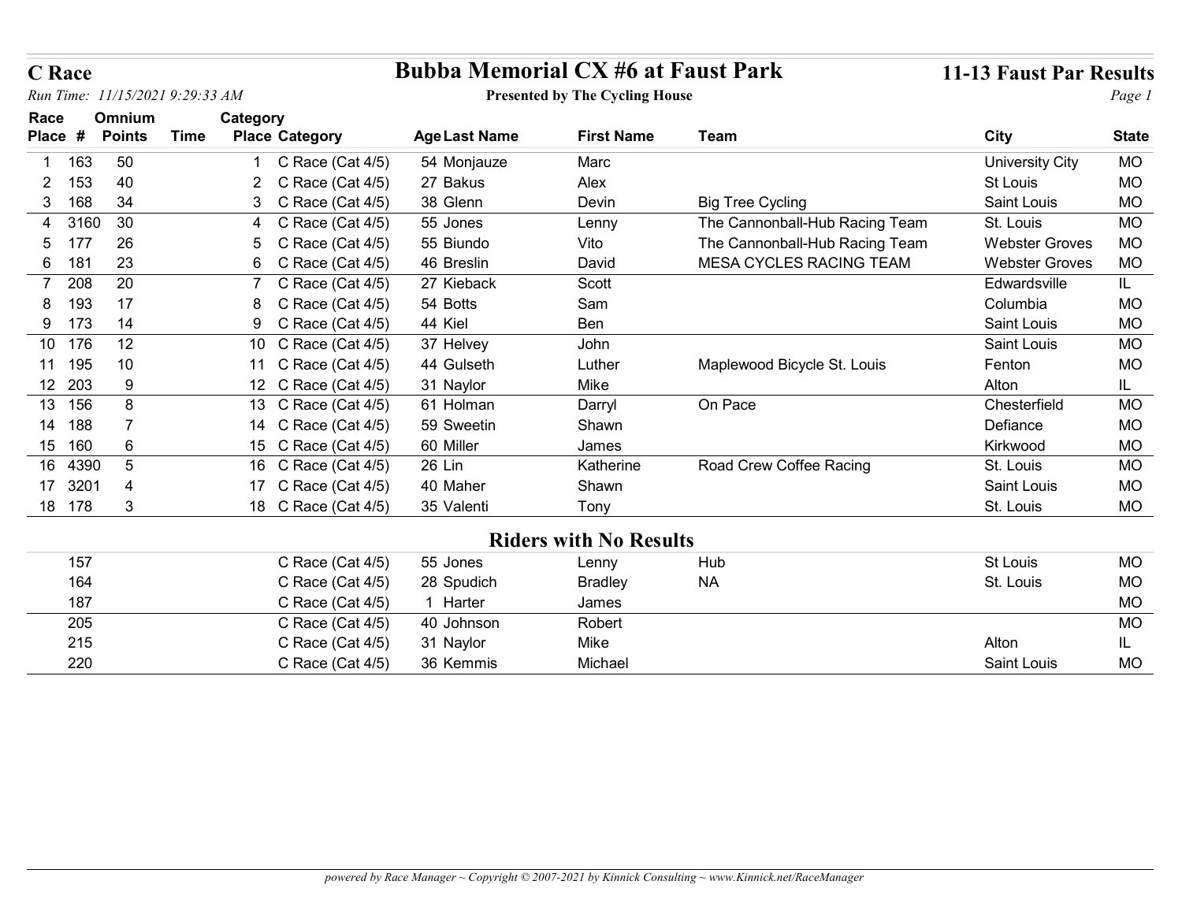# C Race

## Bubba Memorial CX #6 at Faust Park

**Presented by The Cycling House**

**11-13 Faust Par Results**

*Run Time: 11/15/2021 9:29:33 AM*

| Race Place | # | Omnium Points | Time | Category Place | Category | Age | Last Name | First Name | Team | City | State |
|---|---|---|---|---|---|---|---|---|---|---|---|
| 1 | 163 | 50 | | 1 | C Race (Cat 4/5) | 54 | Monjauze | Marc | | University City | MO |
| 2 | 153 | 40 | | 2 | C Race (Cat 4/5) | 27 | Bakus | Alex | | St Louis | MO |
| 3 | 168 | 34 | | 3 | C Race (Cat 4/5) | 38 | Glenn | Devin | Big Tree Cycling | Saint Louis | MO |
| 4 | 3160 | 30 | | 4 | C Race (Cat 4/5) | 55 | Jones | Lenny | The Cannonball-Hub Racing Team | St. Louis | MO |
| 5 | 177 | 26 | | 5 | C Race (Cat 4/5) | 55 | Biundo | Vito | The Cannonball-Hub Racing Team | Webster Groves | MO |
| 6 | 181 | 23 | | 6 | C Race (Cat 4/5) | 46 | Breslin | David | MESA CYCLES RACING TEAM | Webster Groves | MO |
| 7 | 208 | 20 | | 7 | C Race (Cat 4/5) | 27 | Kieback | Scott | | Edwardsville | IL |
| 8 | 193 | 17 | | 8 | C Race (Cat 4/5) | 54 | Botts | Sam | | Columbia | MO |
| 9 | 173 | 14 | | 9 | C Race (Cat 4/5) | 44 | Kiel | Ben | | Saint Louis | MO |
| 10 | 176 | 12 | | 10 | C Race (Cat 4/5) | 37 | Helvey | John | | Saint Louis | MO |
| 11 | 195 | 10 | | 11 | C Race (Cat 4/5) | 44 | Gulseth | Luther | Maplewood Bicycle St. Louis | Fenton | MO |
| 12 | 203 | 9 | | 12 | C Race (Cat 4/5) | 31 | Naylor | Mike | | Alton | IL |
| 13 | 156 | 8 | | 13 | C Race (Cat 4/5) | 61 | Holman | Darryl | On Pace | Chesterfield | MO |
| 14 | 188 | 7 | | 14 | C Race (Cat 4/5) | 59 | Sweetin | Shawn | | Defiance | MO |
| 15 | 160 | 6 | | 15 | C Race (Cat 4/5) | 60 | Miller | James | | Kirkwood | MO |
| 16 | 4390 | 5 | | 16 | C Race (Cat 4/5) | 26 | Lin | Katherine | Road Crew Coffee Racing | St. Louis | MO |
| 17 | 3201 | 4 | | 17 | C Race (Cat 4/5) | 40 | Maher | Shawn | | Saint Louis | MO |
| 18 | 178 | 3 | | 18 | C Race (Cat 4/5) | 35 | Valenti | Tony | | St. Louis | MO |

## Riders with No Results

| # | Category | Age | Last Name | First Name | Team | City | State |
|---|---|---|---|---|---|---|---|
| 157 | C Race (Cat 4/5) | 55 | Jones | Lenny | Hub | St Louis | MO |
| 164 | C Race (Cat 4/5) | 28 | Spudich | Bradley | NA | St. Louis | MO |
| 187 | C Race (Cat 4/5) | 1 | Harter | James | | | MO |
| 205 | C Race (Cat 4/5) | 40 | Johnson | Robert | | | MO |
| 215 | C Race (Cat 4/5) | 31 | Naylor | Mike | | Alton | IL |
| 220 | C Race (Cat 4/5) | 36 | Kemmis | Michael | | Saint Louis | MO |

*powered by Race Manager ~ Copyright © 2007-2021 by Kinnick Consulting ~ www.Kinnick.net/RaceManager*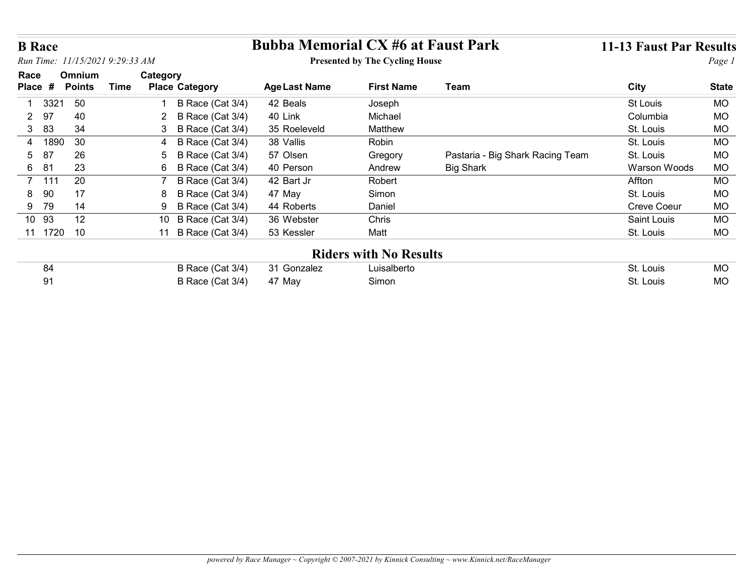# B Race

## Bubba Memorial CX #6 at Faust Park

**Presented by The Cycling House**

**11-13 Faust Par Results**

*Run Time: 11/15/2021 9:29:33 AM*

| Race Place | # | Omnium Points | Time | Category Place | Category | Age | Last Name | First Name | Team | City | State |
|---|---|---|---|---|---|---|---|---|---|---|---|
| 1 | 3321 | 50 | | 1 | B Race (Cat 3/4) | 42 | Beals | Joseph | | St Louis | MO |
| 2 | 97 | 40 | | 2 | B Race (Cat 3/4) | 40 | Link | Michael | | Columbia | MO |
| 3 | 83 | 34 | | 3 | B Race (Cat 3/4) | 35 | Roeleveld | Matthew | | St. Louis | MO |
| 4 | 1890 | 30 | | 4 | B Race (Cat 3/4) | 38 | Vallis | Robin | | St. Louis | MO |
| 5 | 87 | 26 | | 5 | B Race (Cat 3/4) | 57 | Olsen | Gregory | Pastaria - Big Shark Racing Team | St. Louis | MO |
| 6 | 81 | 23 | | 6 | B Race (Cat 3/4) | 40 | Person | Andrew | Big Shark | Warson Woods | MO |
| 7 | 111 | 20 | | 7 | B Race (Cat 3/4) | 42 | Bart Jr | Robert | | Affton | MO |
| 8 | 90 | 17 | | 8 | B Race (Cat 3/4) | 47 | May | Simon | | St. Louis | MO |
| 9 | 79 | 14 | | 9 | B Race (Cat 3/4) | 44 | Roberts | Daniel | | Creve Coeur | MO |
| 10 | 93 | 12 | | 10 | B Race (Cat 3/4) | 36 | Webster | Chris | | Saint Louis | MO |
| 11 | 1720 | 10 | | 11 | B Race (Cat 3/4) | 53 | Kessler | Matt | | St. Louis | MO |

### Riders with No Results

| Race Place | # | Omnium Points | Time | Category Place | Category | Age | Last Name | First Name | Team | City | State |
|---|---|---|---|---|---|---|---|---|---|---|---|
| | 84 | | | | B Race (Cat 3/4) | 31 | Gonzalez | Luisalberto | | St. Louis | MO |
| | 91 | | | | B Race (Cat 3/4) | 47 | May | Simon | | St. Louis | MO |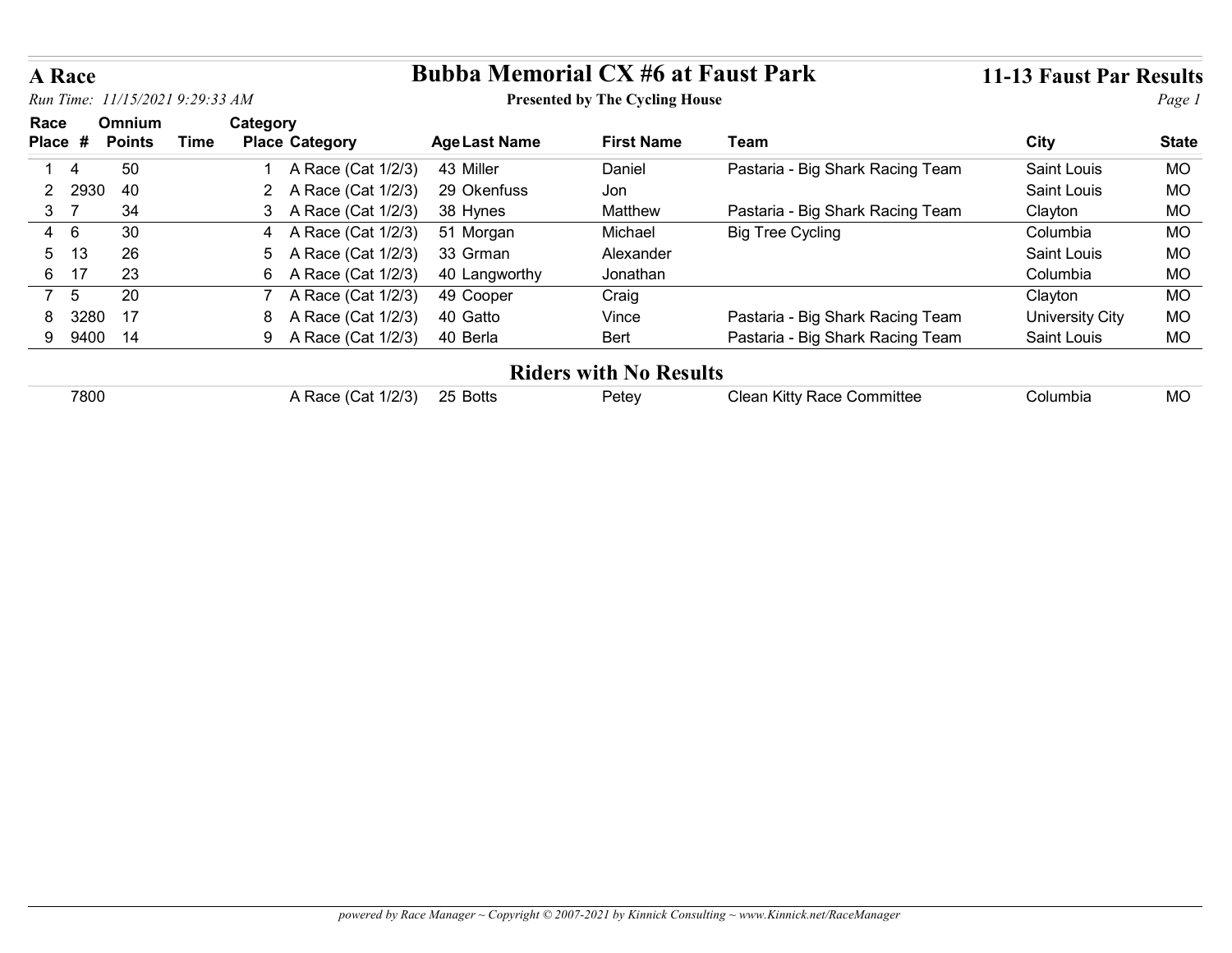# A Race

*Run Time: 11/15/2021 9:29:33 AM*

## Bubba Memorial CX #6 at Faust Park

**Presented by The Cycling House**

## 11-13 Faust Par Results

| Race Place | # | Omnium Points | Time | Category Place | Category | Age | Last Name | First Name | Team | City | State |
|---|---|---|---|---|---|---|---|---|---|---|---|
| 1 | 4 | 50 | | 1 | A Race (Cat 1/2/3) | 43 | Miller | Daniel | Pastaria - Big Shark Racing Team | Saint Louis | MO |
| 2 | 2930 | 40 | | 2 | A Race (Cat 1/2/3) | 29 | Okenfuss | Jon | | Saint Louis | MO |
| 3 | 7 | 34 | | 3 | A Race (Cat 1/2/3) | 38 | Hynes | Matthew | Pastaria - Big Shark Racing Team | Clayton | MO |
| 4 | 6 | 30 | | 4 | A Race (Cat 1/2/3) | 51 | Morgan | Michael | Big Tree Cycling | Columbia | MO |
| 5 | 13 | 26 | | 5 | A Race (Cat 1/2/3) | 33 | Grman | Alexander | | Saint Louis | MO |
| 6 | 17 | 23 | | 6 | A Race (Cat 1/2/3) | 40 | Langworthy | Jonathan | | Columbia | MO |
| 7 | 5 | 20 | | 7 | A Race (Cat 1/2/3) | 49 | Cooper | Craig | | Clayton | MO |
| 8 | 3280 | 17 | | 8 | A Race (Cat 1/2/3) | 40 | Gatto | Vince | Pastaria - Big Shark Racing Team | University City | MO |
| 9 | 9400 | 14 | | 9 | A Race (Cat 1/2/3) | 40 | Berla | Bert | Pastaria - Big Shark Racing Team | Saint Louis | MO |

## Riders with No Results

| # | Category | Age | Last Name | First Name | Team | City | State |
|---|---|---|---|---|---|---|---|
| 7800 | A Race (Cat 1/2/3) | 25 | Botts | Petey | Clean Kitty Race Committee | Columbia | MO |

*powered by Race Manager ~ Copyright © 2007-2021 by Kinnick Consulting ~ www.Kinnick.net/RaceManager*